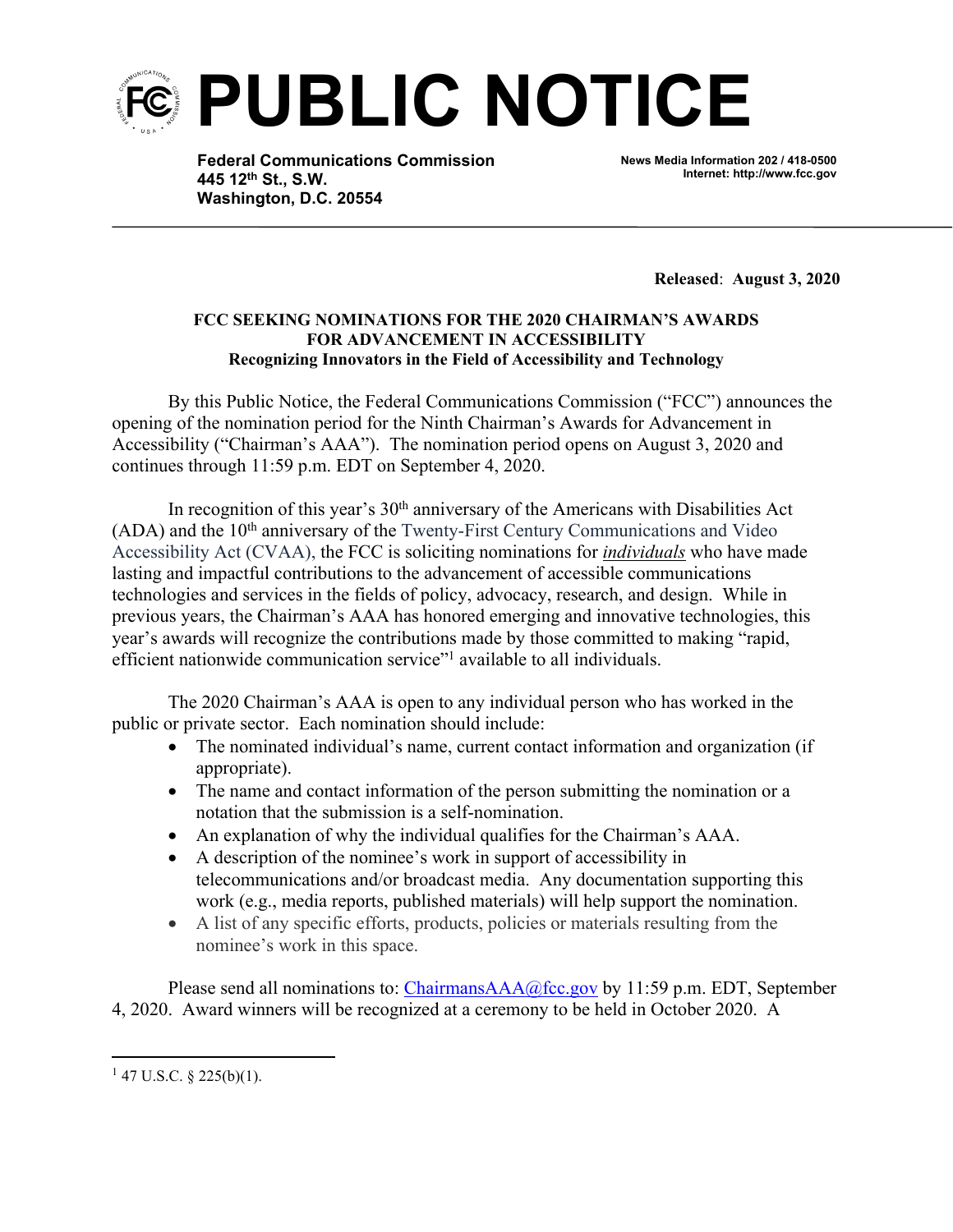# PUBLIC NOTICE

**Federal Communications Commission**
**445 12th St., S.W.**
**Washington, D.C. 20554**

**News Media Information 202 / 418-0500**
**Internet: http://www.fcc.gov**

---

**Released**: **August 3, 2020**

**FCC SEEKING NOMINATIONS FOR THE 2020 CHAIRMAN'S AWARDS FOR ADVANCEMENT IN ACCESSIBILITY**
**Recognizing Innovators in the Field of Accessibility and Technology**

By this Public Notice, the Federal Communications Commission ("FCC") announces the opening of the nomination period for the Ninth Chairman's Awards for Advancement in Accessibility ("Chairman's AAA"). The nomination period opens on August 3, 2020 and continues through 11:59 p.m. EDT on September 4, 2020.

In recognition of this year's 30th anniversary of the Americans with Disabilities Act (ADA) and the 10th anniversary of the Twenty-First Century Communications and Video Accessibility Act (CVAA), the FCC is soliciting nominations for ***individuals*** who have made lasting and impactful contributions to the advancement of accessible communications technologies and services in the fields of policy, advocacy, research, and design. While in previous years, the Chairman's AAA has honored emerging and innovative technologies, this year's awards will recognize the contributions made by those committed to making "rapid, efficient nationwide communication service"[1] available to all individuals.

The 2020 Chairman's AAA is open to any individual person who has worked in the public or private sector. Each nomination should include:

- The nominated individual's name, current contact information and organization (if appropriate).
- The name and contact information of the person submitting the nomination or a notation that the submission is a self-nomination.
- An explanation of why the individual qualifies for the Chairman's AAA.
- A description of the nominee's work in support of accessibility in telecommunications and/or broadcast media. Any documentation supporting this work (e.g., media reports, published materials) will help support the nomination.
- A list of any specific efforts, products, policies or materials resulting from the nominee's work in this space.

Please send all nominations to: ChairmansAAA@fcc.gov by 11:59 p.m. EDT, September 4, 2020. Award winners will be recognized at a ceremony to be held in October 2020. A

---

[1] 47 U.S.C. § 225(b)(1).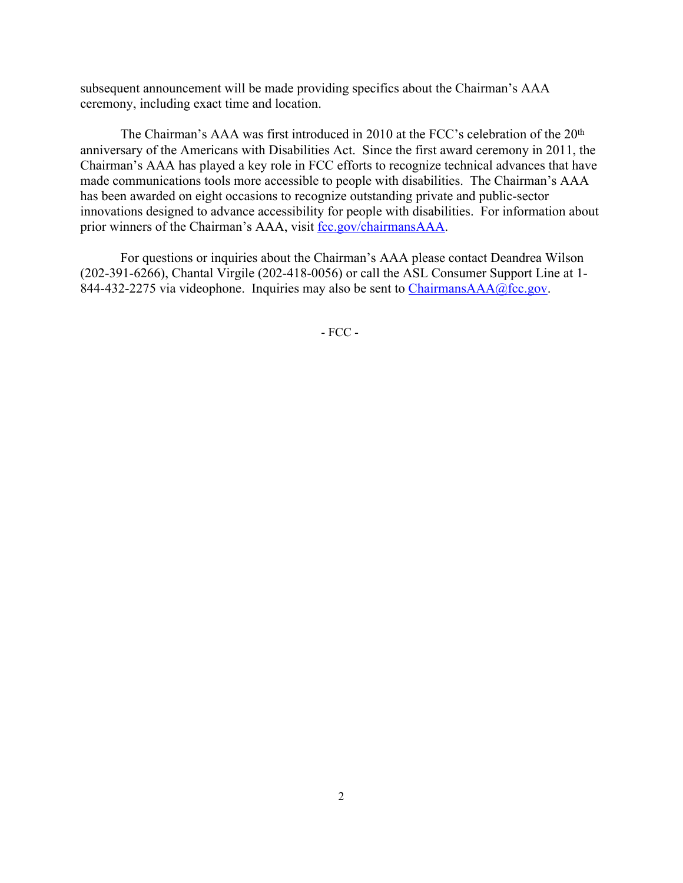subsequent announcement will be made providing specifics about the Chairman's AAA ceremony, including exact time and location.

The Chairman's AAA was first introduced in 2010 at the FCC's celebration of the 20th anniversary of the Americans with Disabilities Act. Since the first award ceremony in 2011, the Chairman's AAA has played a key role in FCC efforts to recognize technical advances that have made communications tools more accessible to people with disabilities. The Chairman's AAA has been awarded on eight occasions to recognize outstanding private and public-sector innovations designed to advance accessibility for people with disabilities. For information about prior winners of the Chairman's AAA, visit fcc.gov/chairmansAAA.

For questions or inquiries about the Chairman's AAA please contact Deandrea Wilson (202-391-6266), Chantal Virgile (202-418-0056) or call the ASL Consumer Support Line at 1-844-432-2275 via videophone. Inquiries may also be sent to ChairmansAAA@fcc.gov.

- FCC -